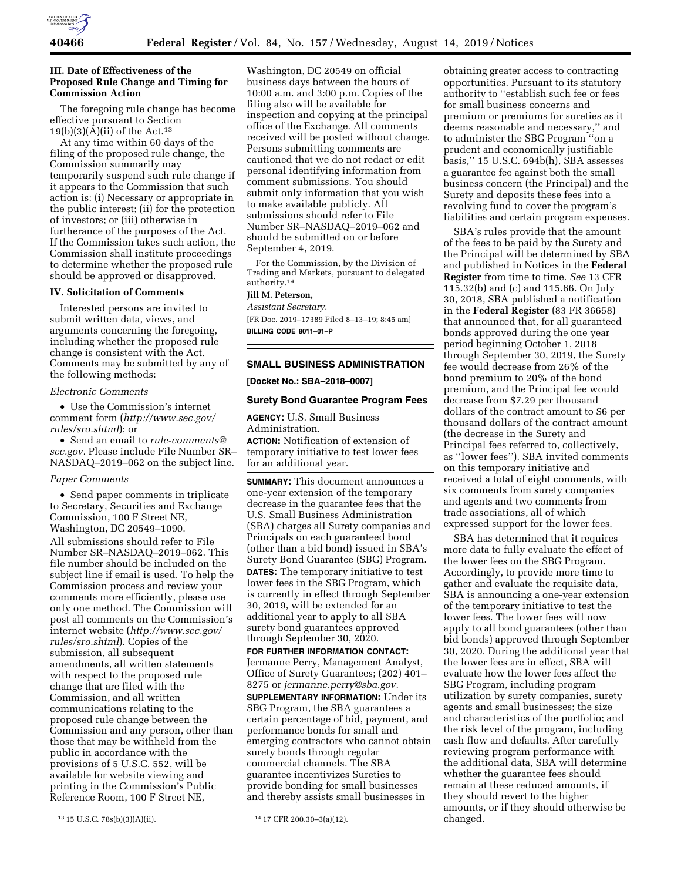### III. Date of Effectiveness of the Proposed Rule Change and Timing for Commission Action

The foregoing rule change has become effective pursuant to Section 19(b)(3)(A)(ii) of the Act.[13]

At any time within 60 days of the filing of the proposed rule change, the Commission summarily may temporarily suspend such rule change if it appears to the Commission that such action is: (i) Necessary or appropriate in the public interest; (ii) for the protection of investors; or (iii) otherwise in furtherance of the purposes of the Act. If the Commission takes such action, the Commission shall institute proceedings to determine whether the proposed rule should be approved or disapproved.

### IV. Solicitation of Comments

Interested persons are invited to submit written data, views, and arguments concerning the foregoing, including whether the proposed rule change is consistent with the Act. Comments may be submitted by any of the following methods:

*Electronic Comments*

- Use the Commission's internet comment form (*http://www.sec.gov/rules/sro.shtml*); or
- Send an email to *rule-comments@sec.gov*. Please include File Number SR–NASDAQ–2019–062 on the subject line.

*Paper Comments*

- Send paper comments in triplicate to Secretary, Securities and Exchange Commission, 100 F Street NE, Washington, DC 20549–1090.

All submissions should refer to File Number SR–NASDAQ–2019–062. This file number should be included on the subject line if email is used. To help the Commission process and review your comments more efficiently, please use only one method. The Commission will post all comments on the Commission's internet website (*http://www.sec.gov/rules/sro.shtml*). Copies of the submission, all subsequent amendments, all written statements with respect to the proposed rule change that are filed with the Commission, and all written communications relating to the proposed rule change between the Commission and any person, other than those that may be withheld from the public in accordance with the provisions of 5 U.S.C. 552, will be available for website viewing and printing in the Commission's Public Reference Room, 100 F Street NE, Washington, DC 20549 on official business days between the hours of 10:00 a.m. and 3:00 p.m. Copies of the filing also will be available for inspection and copying at the principal office of the Exchange. All comments received will be posted without change. Persons submitting comments are cautioned that we do not redact or edit personal identifying information from comment submissions. You should submit only information that you wish to make available publicly. All submissions should refer to File Number SR–NASDAQ–2019–062 and should be submitted on or before September 4, 2019.

For the Commission, by the Division of Trading and Markets, pursuant to delegated authority.[14]

**Jill M. Peterson,**

*Assistant Secretary.*

[FR Doc. 2019–17389 Filed 8–13–19; 8:45 am]

**BILLING CODE 8011–01–P**

[13] 15 U.S.C. 78s(b)(3)(A)(ii).

[14] 17 CFR 200.30–3(a)(12).

---

## SMALL BUSINESS ADMINISTRATION

**[Docket No.: SBA–2018–0007]**

### Surety Bond Guarantee Program Fees

**AGENCY:** U.S. Small Business Administration.

**ACTION:** Notification of extension of temporary initiative to test lower fees for an additional year.

**SUMMARY:** This document announces a one-year extension of the temporary decrease in the guarantee fees that the U.S. Small Business Administration (SBA) charges all Surety companies and Principals on each guaranteed bond (other than a bid bond) issued in SBA's Surety Bond Guarantee (SBG) Program.

**DATES:** The temporary initiative to test lower fees in the SBG Program, which is currently in effect through September 30, 2019, will be extended for an additional year to apply to all SBA surety bond guarantees approved through September 30, 2020.

**FOR FURTHER INFORMATION CONTACT:** Jermanne Perry, Management Analyst, Office of Surety Guarantees; (202) 401–8275 or *jermanne.perry@sba.gov*.

**SUPPLEMENTARY INFORMATION:** Under its SBG Program, the SBA guarantees a certain percentage of bid, payment, and performance bonds for small and emerging contractors who cannot obtain surety bonds through regular commercial channels. The SBA guarantee incentivizes Sureties to provide bonding for small businesses and thereby assists small businesses in obtaining greater access to contracting opportunities. Pursuant to its statutory authority to "establish such fee or fees for small business concerns and premium or premiums for sureties as it deems reasonable and necessary," and to administer the SBG Program "on a prudent and economically justifiable basis," 15 U.S.C. 694b(h), SBA assesses a guarantee fee against both the small business concern (the Principal) and the Surety and deposits these fees into a revolving fund to cover the program's liabilities and certain program expenses.

SBA's rules provide that the amount of the fees to be paid by the Surety and the Principal will be determined by SBA and published in Notices in the **Federal Register** from time to time. *See* 13 CFR 115.32(b) and (c) and 115.66. On July 30, 2018, SBA published a notification in the **Federal Register** (83 FR 36658) that announced that, for all guaranteed bonds approved during the one year period beginning October 1, 2018 through September 30, 2019, the Surety fee would decrease from 26% of the bond premium to 20% of the bond premium, and the Principal fee would decrease from $7.29 per thousand dollars of the contract amount to $6 per thousand dollars of the contract amount (the decrease in the Surety and Principal fees referred to, collectively, as "lower fees"). SBA invited comments on this temporary initiative and received a total of eight comments, with six comments from surety companies and agents and two comments from trade associations, all of which expressed support for the lower fees.

SBA has determined that it requires more data to fully evaluate the effect of the lower fees on the SBG Program. Accordingly, to provide more time to gather and evaluate the requisite data, SBA is announcing a one-year extension of the temporary initiative to test the lower fees. The lower fees will now apply to all bond guarantees (other than bid bonds) approved through September 30, 2020. During the additional year that the lower fees are in effect, SBA will evaluate how the lower fees affect the SBG Program, including program utilization by surety companies, surety agents and small businesses; the size and characteristics of the portfolio; and the risk level of the program, including cash flow and defaults. After carefully reviewing program performance with the additional data, SBA will determine whether the guarantee fees should remain at these reduced amounts, if they should revert to the higher amounts, or if they should otherwise be changed.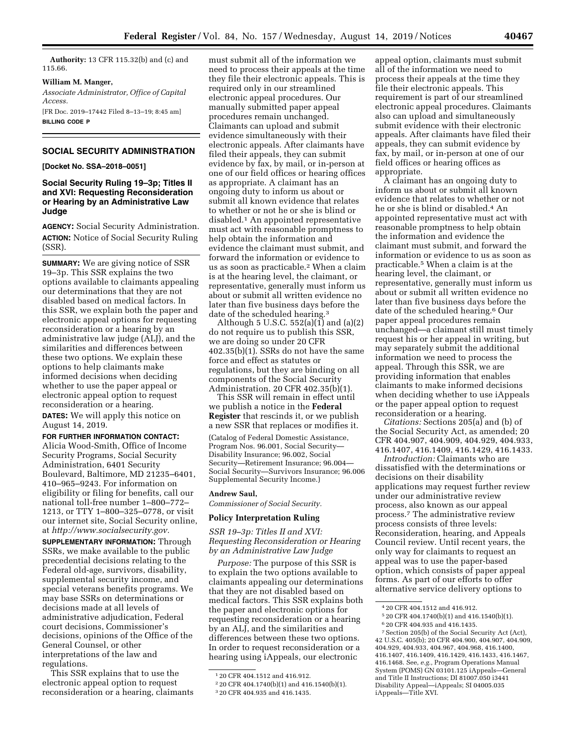**Authority:** 13 CFR 115.32(b) and (c) and 115.66.

**William M. Manger,**

*Associate Administrator, Office of Capital Access.*

[FR Doc. 2019–17442 Filed 8–13–19; 8:45 am]

**BILLING CODE P**

## SOCIAL SECURITY ADMINISTRATION

**[Docket No. SSA–2018–0051]**

### Social Security Ruling 19–3p; Titles II and XVI: Requesting Reconsideration or Hearing by an Administrative Law Judge

**AGENCY:** Social Security Administration.

**ACTION:** Notice of Social Security Ruling (SSR).

**SUMMARY:** We are giving notice of SSR 19–3p. This SSR explains the two options available to claimants appealing our determinations that they are not disabled based on medical factors. In this SSR, we explain both the paper and electronic appeal options for requesting reconsideration or a hearing by an administrative law judge (ALJ), and the similarities and differences between these two options. We explain these options to help claimants make informed decisions when deciding whether to use the paper appeal or electronic appeal option to request reconsideration or a hearing.

**DATES:** We will apply this notice on August 14, 2019.

**FOR FURTHER INFORMATION CONTACT:** Alicia Wood-Smith, Office of Income Security Programs, Social Security Administration, 6401 Security Boulevard, Baltimore, MD 21235–6401, 410–965–9243. For information on eligibility or filing for benefits, call our national toll-free number 1–800–772–1213, or TTY 1–800–325–0778, or visit our internet site, Social Security online, at *http://www.socialsecurity.gov.*

**SUPPLEMENTARY INFORMATION:** Through SSRs, we make available to the public precedential decisions relating to the Federal old-age, survivors, disability, supplemental security income, and special veterans benefits programs. We may base SSRs on determinations or decisions made at all levels of administrative adjudication, Federal court decisions, Commissioner's decisions, opinions of the Office of the General Counsel, or other interpretations of the law and regulations.

This SSR explains that to use the electronic appeal option to request reconsideration or a hearing, claimants must submit all of the information we need to process their appeals at the time they file their electronic appeals. This is required only in our streamlined electronic appeal procedures. Our manually submitted paper appeal procedures remain unchanged. Claimants can upload and submit evidence simultaneously with their electronic appeals. After claimants have filed their appeals, they can submit evidence by fax, by mail, or in-person at one of our field offices or hearing offices as appropriate. A claimant has an ongoing duty to inform us about or submit all known evidence that relates to whether or not he or she is blind or disabled.[1] An appointed representative must act with reasonable promptness to help obtain the information and evidence the claimant must submit, and forward the information or evidence to us as soon as practicable.[2] When a claim is at the hearing level, the claimant, or representative, generally must inform us about or submit all written evidence no later than five business days before the date of the scheduled hearing.[3]

Although 5 U.S.C. 552(a)(1) and (a)(2) do not require us to publish this SSR, we are doing so under 20 CFR 402.35(b)(1). SSRs do not have the same force and effect as statutes or regulations, but they are binding on all components of the Social Security Administration. 20 CFR 402.35(b)(1).

This SSR will remain in effect until we publish a notice in the **Federal Register** that rescinds it, or we publish a new SSR that replaces or modifies it.

(Catalog of Federal Domestic Assistance, Program Nos. 96.001, Social Security—Disability Insurance; 96.002, Social Security—Retirement Insurance; 96.004—Social Security—Survivors Insurance; 96.006 Supplemental Security Income.)

**Andrew Saul,**

*Commissioner of Social Security.*

### Policy Interpretation Ruling

*SSR 19–3p: Titles II and XVI: Requesting Reconsideration or Hearing by an Administrative Law Judge*

*Purpose:* The purpose of this SSR is to explain the two options available to claimants appealing our determinations that they are not disabled based on medical factors. This SSR explains both the paper and electronic options for requesting reconsideration or a hearing by an ALJ, and the similarities and differences between these two options. In order to request reconsideration or a hearing using iAppeals, our electronic appeal option, claimants must submit all of the information we need to process their appeals at the time they file their electronic appeals. This requirement is part of our streamlined electronic appeal procedures. Claimants also can upload and simultaneously submit evidence with their electronic appeals. After claimants have filed their appeals, they can submit evidence by fax, by mail, or in-person at one of our field offices or hearing offices as appropriate.

A claimant has an ongoing duty to inform us about or submit all known evidence that relates to whether or not he or she is blind or disabled.[4] An appointed representative must act with reasonable promptness to help obtain the information and evidence the claimant must submit, and forward the information or evidence to us as soon as practicable.[5] When a claim is at the hearing level, the claimant, or representative, generally must inform us about or submit all written evidence no later than five business days before the date of the scheduled hearing.[6] Our paper appeal procedures remain unchanged—a claimant still must timely request his or her appeal in writing, but may separately submit the additional information we need to process the appeal. Through this SSR, we are providing information that enables claimants to make informed decisions when deciding whether to use iAppeals or the paper appeal option to request reconsideration or a hearing.

*Citations:* Sections 205(a) and (b) of the Social Security Act, as amended; 20 CFR 404.907, 404.909, 404.929, 404.933, 416.1407, 416.1409, 416.1429, 416.1433.

*Introduction:* Claimants who are dissatisfied with the determinations or decisions on their disability applications may request further review under our administrative review process, also known as our appeal process.[7] The administrative review process consists of three levels: Reconsideration, hearing, and Appeals Council review. Until recent years, the only way for claimants to request an appeal was to use the paper-based option, which consists of paper appeal forms. As part of our efforts to offer alternative service delivery options to

---

[1] 20 CFR 404.1512 and 416.912.

[2] 20 CFR 404.1740(b)(1) and 416.1540(b)(1).

[3] 20 CFR 404.935 and 416.1435.

[4] 20 CFR 404.1512 and 416.912.

[5] 20 CFR 404.1740(b)(1) and 416.1540(b)(1).

[6] 20 CFR 404.935 and 416.1435.

[7] Section 205(b) of the Social Security Act (Act), 42 U.S.C. 405(b); 20 CFR 404.900, 404.907, 404.909, 404.929, 404.933, 404.967, 404.968, 416.1400, 416.1407, 416.1409, 416.1429, 416.1433, 416.1467, 416.1468. See, *e.g.,* Program Operations Manual System (POMS) GN 03101.125 iAppeals—General and Title II Instructions; DI 81007.050 i3441 Disability Appeal—iAppeals; SI 04005.035 iAppeals—Title XVI.